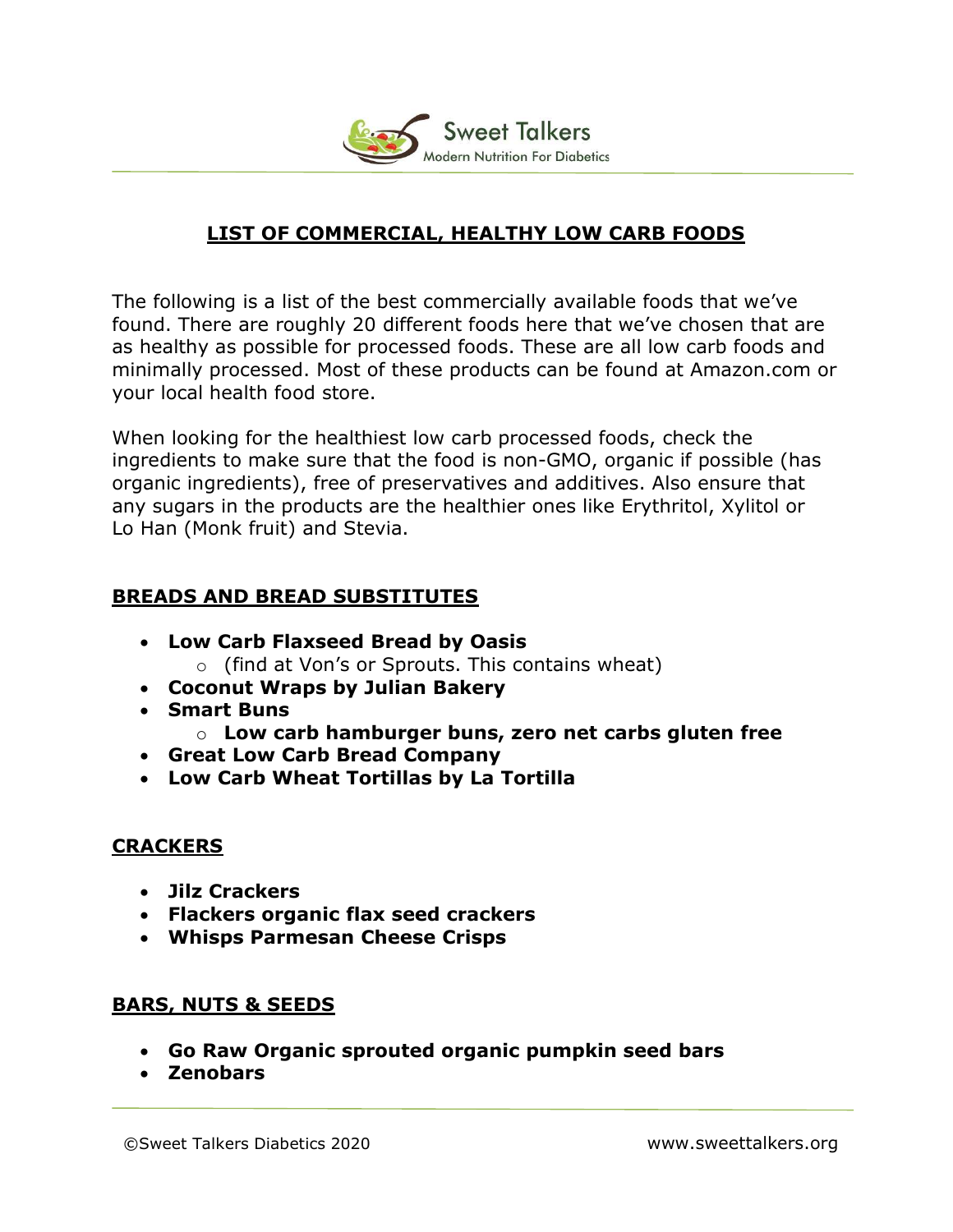# LIST OF COMMERCIAL, HEALTHY LOW CARB FOODS

The following is a list of the best commercially available foods that we've found. There are roughly 20 different foods here that we've chosen that are as healthy as possible for processed foods. These are all low carb foods and minimally processed. Most of these products can be found at Amazon.com or your local health food store.

When looking for the healthiest low carb processed foods, check the ingredients to make sure that the food is non-GMO, organic if possible (has organic ingredients), free of preservatives and additives. Also ensure that any sugars in the products are the healthier ones like Erythritol, Xylitol or Lo Han (Monk fruit) and Stevia.

## BREADS AND BREAD SUBSTITUTES

- **Low Carb Flaxseed Bread by Oasis**
  - (find at Von's or Sprouts. This contains wheat)
- **Coconut Wraps by Julian Bakery**
- **Smart Buns**
  - **Low carb hamburger buns, zero net carbs gluten free**
- **Great Low Carb Bread Company**
- **Low Carb Wheat Tortillas by La Tortilla**

## CRACKERS

- **Jilz Crackers**
- **Flackers organic flax seed crackers**
- **Whisps Parmesan Cheese Crisps**

## BARS, NUTS & SEEDS

- **Go Raw Organic sprouted organic pumpkin seed bars**
- **Zenobars**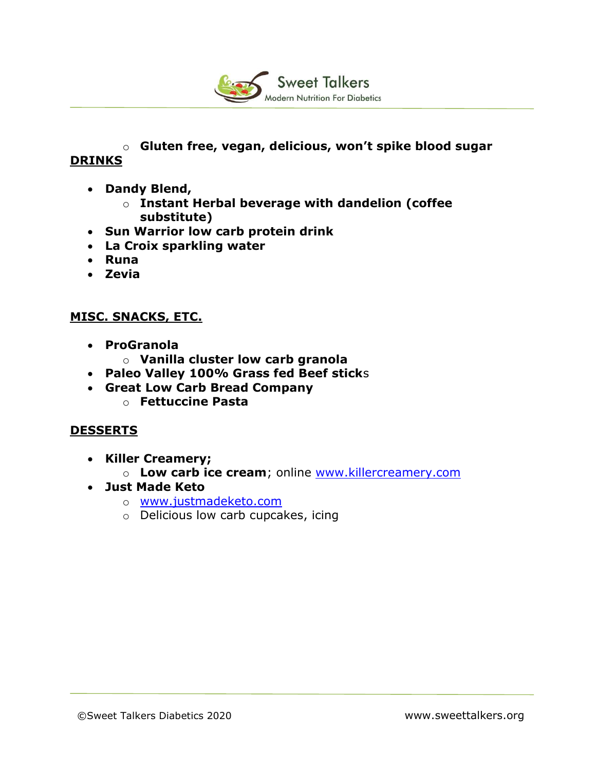- **Gluten free, vegan, delicious, won't spike blood sugar**

**DRINKS**

- **Dandy Blend,**
  - **Instant Herbal beverage with dandelion (coffee substitute)**
- **Sun Warrior low carb protein drink**
- **La Croix sparkling water**
- **Runa**
- **Zevia**

**MISC. SNACKS, ETC.**

- **ProGranola**
  - **Vanilla cluster low carb granola**
- **Paleo Valley 100% Grass fed Beef stick**s
- **Great Low Carb Bread Company**
  - **Fettuccine Pasta**

**DESSERTS**

- **Killer Creamery;**
  - **Low carb ice cream**; online www.killercreamery.com
- **Just Made Keto**
  - www.justmadeketo.com
  - Delicious low carb cupcakes, icing